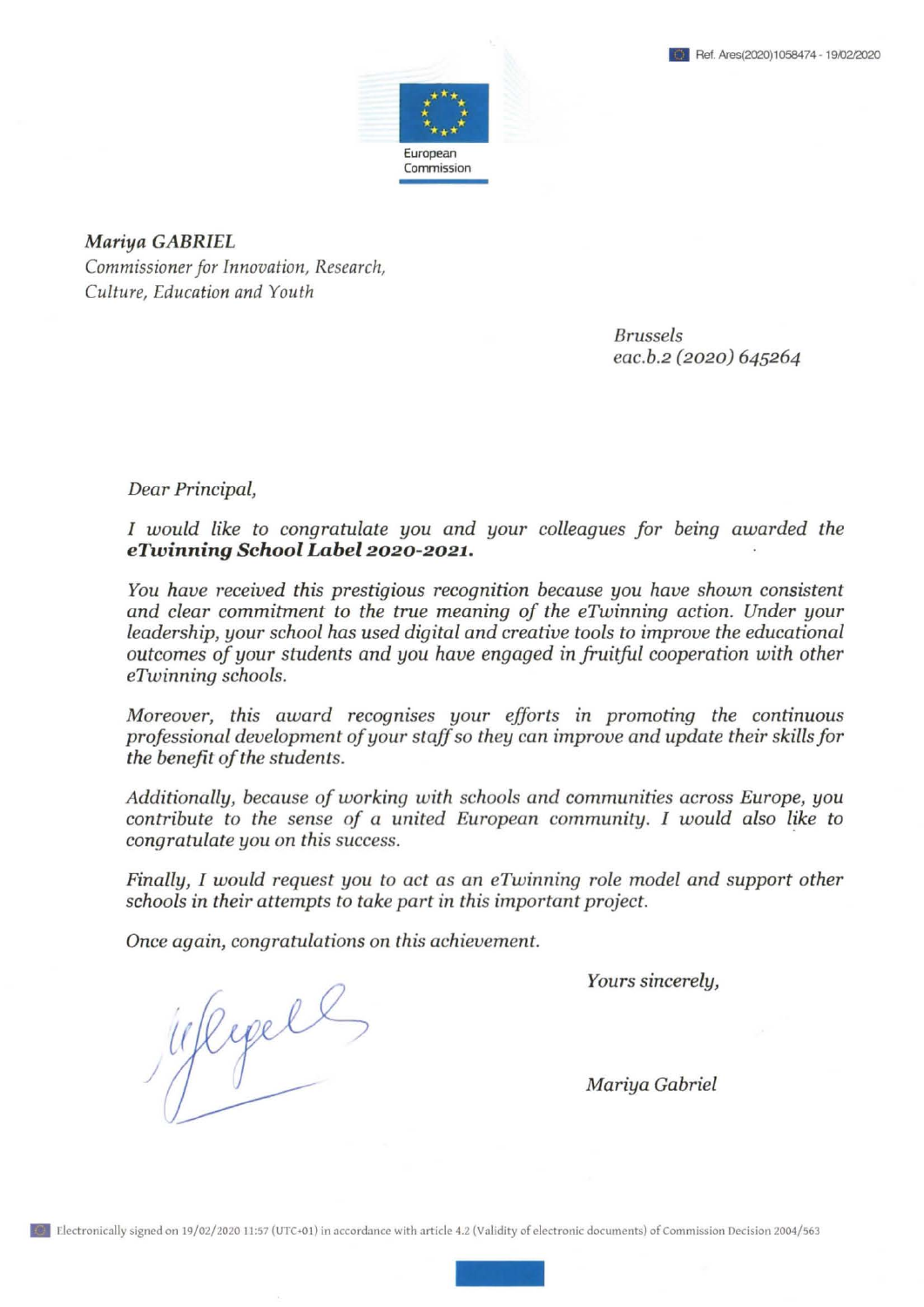Ref. Ares(2020)1058474 - 19/02/2020

European Commission

*Mariya GABRIEL*
*Commissioner for Innovation, Research, Culture, Education and Youth*

*Brussels*
*eac.b.2 (2020) 645264*

*Dear Principal,*

*I would like to congratulate you and your colleagues for being awarded the* ***eTwinning School Label 2020-2021.***

*You have received this prestigious recognition because you have shown consistent and clear commitment to the true meaning of the eTwinning action. Under your leadership, your school has used digital and creative tools to improve the educational outcomes of your students and you have engaged in fruitful cooperation with other eTwinning schools.*

*Moreover, this award recognises your efforts in promoting the continuous professional development of your staff so they can improve and update their skills for the benefit of the students.*

*Additionally, because of working with schools and communities across Europe, you contribute to the sense of a united European community. I would also like to congratulate you on this success.*

*Finally, I would request you to act as an eTwinning role model and support other schools in their attempts to take part in this important project.*

*Once again, congratulations on this achievement.*

*Yours sincerely,*

*Mariya Gabriel*

Electronically signed on 19/02/2020 11:57 (UTC+01) in accordance with article 4.2 (Validity of electronic documents) of Commission Decision 2004/563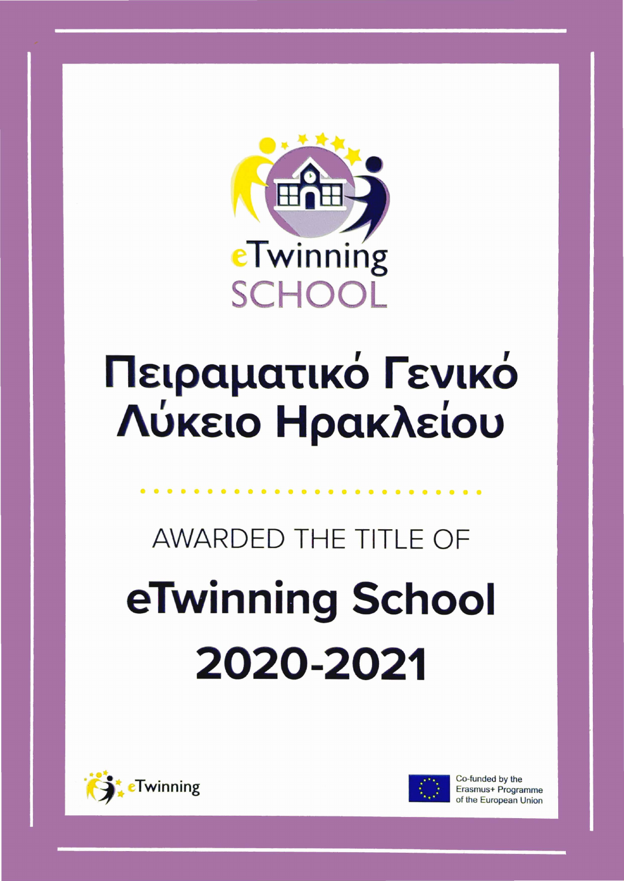eTwinning
SCHOOL

# Πειραματικό Γενικό Λύκειο Ηρακλείου

AWARDED THE TITLE OF

# eTwinning School 2020-2021

eTwinning

Co-funded by the Erasmus+ Programme of the European Union